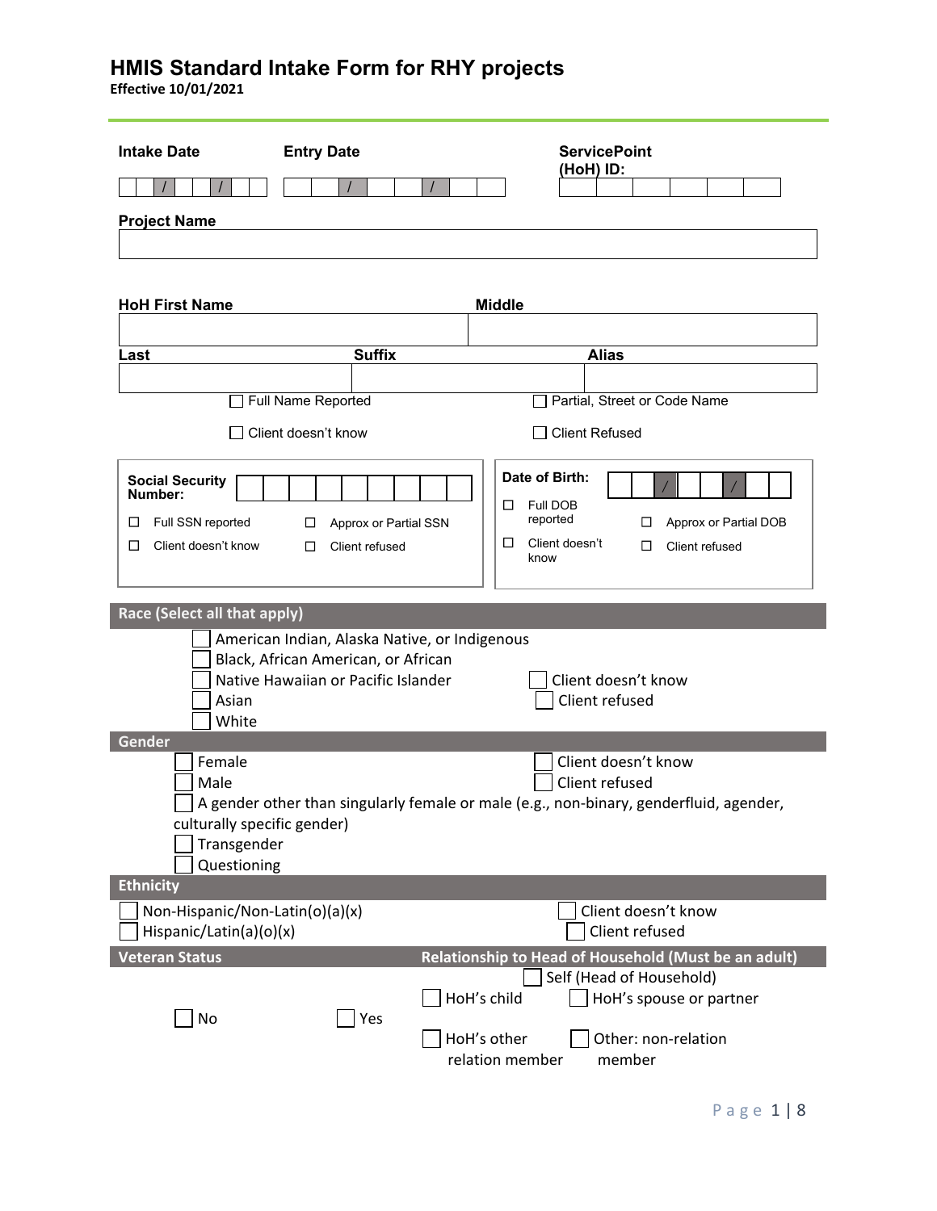# HMIS Standard Intake Form for RHY projects

**Effective 10/01/2021**

**Intake Date** ___ / ___ / ___

**Entry Date** ___ / ___ / ___

**ServicePoint (HoH) ID:** ___

**Project Name**

___

**HoH First Name** ___ **Middle** ___

**Last** ___ **Suffix** ___ **Alias** ___

☐ Full Name Reported ☐ Partial, Street or Code Name

☐ Client doesn't know ☐ Client Refused

**Social Security Number:** ___

☐ Full SSN reported ☐ Approx or Partial SSN

☐ Client doesn't know ☐ Client refused

**Date of Birth:** ___ / ___ / ___

☐ Full DOB reported ☐ Approx or Partial DOB

☐ Client doesn't know ☐ Client refused

## Race (Select all that apply)

☐ American Indian, Alaska Native, or Indigenous
☐ Black, African American, or African
☐ Native Hawaiian or Pacific Islander
☐ Asian
☐ White
☐ Client doesn't know
☐ Client refused

## Gender

☐ Female
☐ Male
☐ A gender other than singularly female or male (e.g., non-binary, genderfluid, agender, culturally specific gender)
☐ Transgender
☐ Questioning
☐ Client doesn't know
☐ Client refused

## Ethnicity

☐ Non-Hispanic/Non-Latin(o)(a)(x)
☐ Hispanic/Latin(a)(o)(x)
☐ Client doesn't know
☐ Client refused

## Veteran Status

☐ No ☐ Yes

## Relationship to Head of Household (Must be an adult)

☐ Self (Head of Household)
☐ HoH's child
☐ HoH's spouse or partner
☐ HoH's other relation member
☐ Other: non-relation member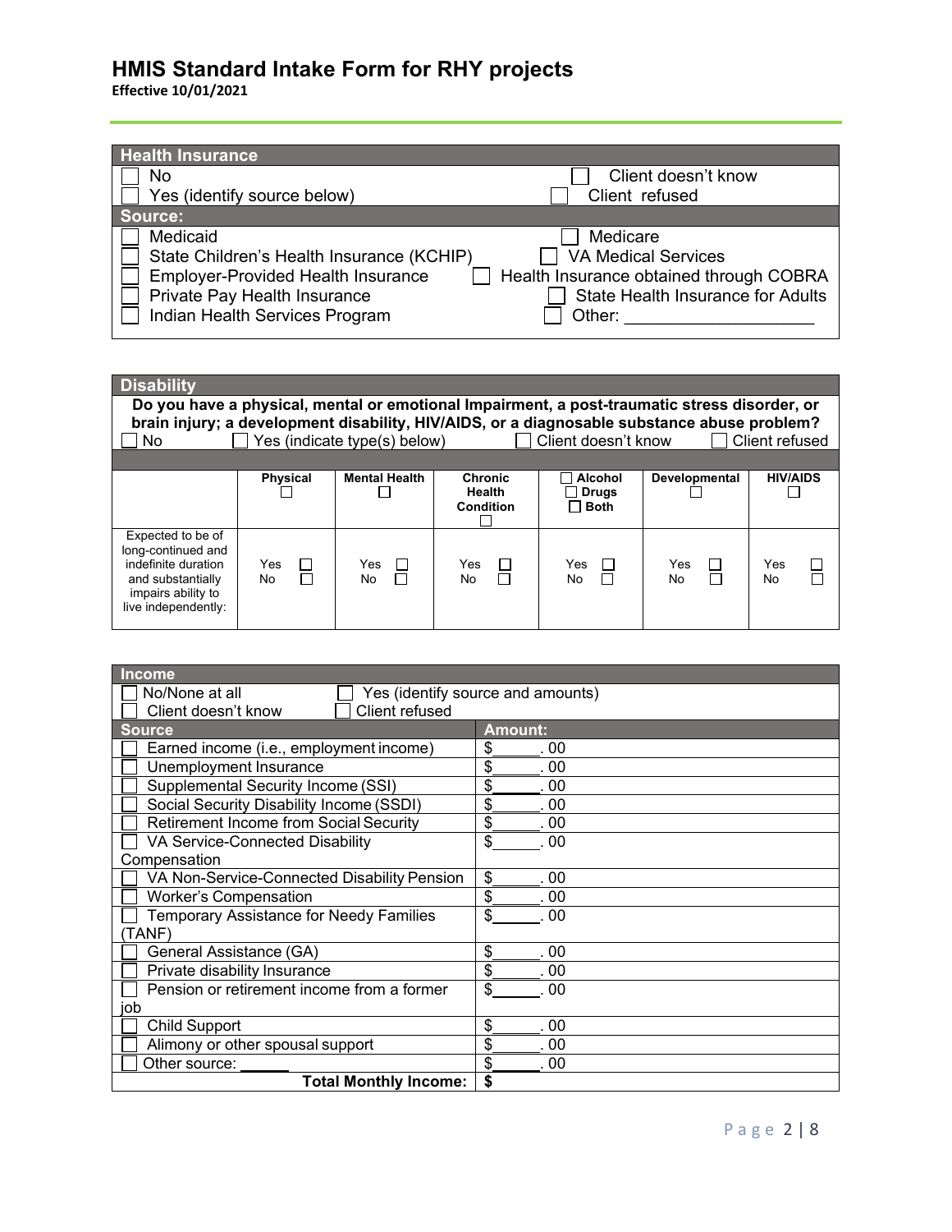# HMIS Standard Intake Form for RHY projects

**Effective 10/01/2021**

## Health Insurance

| | |
|---|---|
| ☐ No | ☐ Client doesn't know |
| ☐ Yes (identify source below) | ☐ Client refused |

**Source:**

| | |
|---|---|
| ☐ Medicaid | ☐ Medicare |
| ☐ State Children's Health Insurance (KCHIP) | ☐ VA Medical Services |
| ☐ Employer-Provided Health Insurance | ☐ Health Insurance obtained through COBRA |
| ☐ Private Pay Health Insurance | ☐ State Health Insurance for Adults |
| ☐ Indian Health Services Program | ☐ Other: ____________________ |

## Disability

**Do you have a physical, mental or emotional Impairment, a post-traumatic stress disorder, or brain injury; a development disability, HIV/AIDS, or a diagnosable substance abuse problem?**

☐ No ☐ Yes (indicate type(s) below) ☐ Client doesn't know ☐ Client refused

| | Physical ☐ | Mental Health ☐ | Chronic Health Condition ☐ | ☐ Alcohol ☐ Drugs ☐ Both | Developmental ☐ | HIV/AIDS ☐ |
|---|---|---|---|---|---|---|
| Expected to be of long-continued and indefinite duration and substantially impairs ability to live independently: | Yes ☐ No ☐ | Yes ☐ No ☐ | Yes ☐ No ☐ | Yes ☐ No ☐ | Yes ☐ No ☐ | Yes ☐ No ☐ |

## Income

| | |
|---|---|
| ☐ No/None at all | ☐ Yes (identify source and amounts) |
| ☐ Client doesn't know | ☐ Client refused |

| Source | Amount: |
|---|---|
| ☐ Earned income (i.e., employment income) | $______. 00 |
| ☐ Unemployment Insurance | $______. 00 |
| ☐ Supplemental Security Income (SSI) | $______. 00 |
| ☐ Social Security Disability Income (SSDI) | $______. 00 |
| ☐ Retirement Income from Social Security | $______. 00 |
| ☐ VA Service-Connected Disability Compensation | $______. 00 |
| ☐ VA Non-Service-Connected Disability Pension | $______. 00 |
| ☐ Worker's Compensation | $______. 00 |
| ☐ Temporary Assistance for Needy Families (TANF) | $______. 00 |
| ☐ General Assistance (GA) | $______. 00 |
| ☐ Private disability Insurance | $______. 00 |
| ☐ Pension or retirement income from a former job | $______. 00 |
| ☐ Child Support | $______. 00 |
| ☐ Alimony or other spousal support | $______. 00 |
| ☐ Other source: ______ | $______. 00 |
| **Total Monthly Income:** | **$** |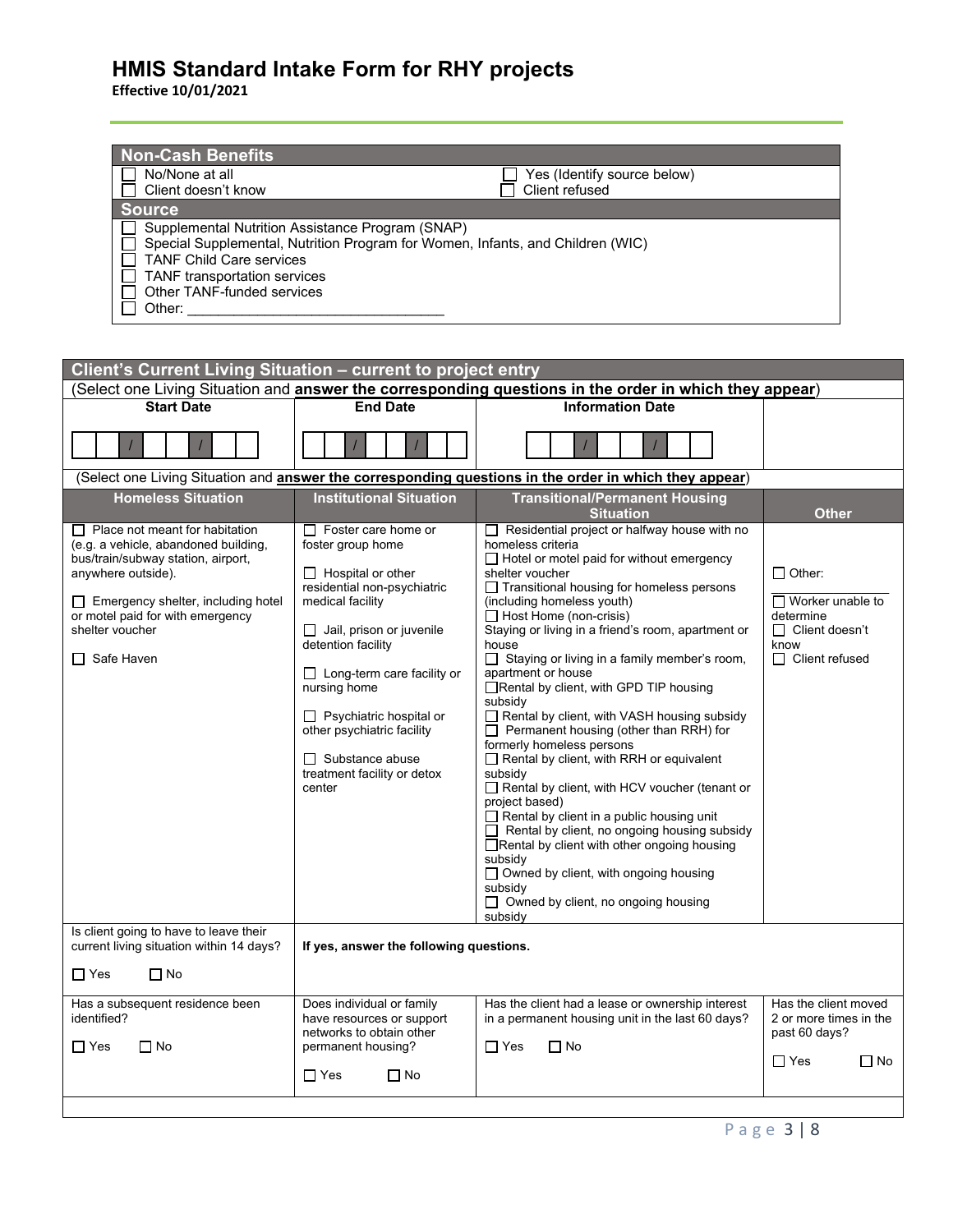# HMIS Standard Intake Form for RHY projects

**Effective 10/01/2021**

## Non-Cash Benefits

| | |
|---|---|
| ☐ No/None at all | ☐ Yes (Identify source below) |
| ☐ Client doesn't know | ☐ Client refused |

**Source**

- ☐ Supplemental Nutrition Assistance Program (SNAP)
- ☐ Special Supplemental, Nutrition Program for Women, Infants, and Children (WIC)
- ☐ TANF Child Care services
- ☐ TANF transportation services
- ☐ Other TANF-funded services
- ☐ Other: ________________________________

## Client's Current Living Situation – current to project entry

(Select one Living Situation and **answer the corresponding questions in the order in which they appear**)

| Start Date | End Date | Information Date | |
|---|---|---|---|
| __ __ / __ __ / __ __ __ __ | __ __ / __ __ / __ __ __ __ | __ __ / __ __ / __ __ __ __ | |

(Select one Living Situation and **answer the corresponding questions in the order in which they appear**)

| Homeless Situation | Institutional Situation | Transitional/Permanent Housing Situation | Other |
|---|---|---|---|
| ☐ Place not meant for habitation (e.g. a vehicle, abandoned building, bus/train/subway station, airport, anywhere outside).<br><br>☐ Emergency shelter, including hotel or motel paid for with emergency shelter voucher<br><br>☐ Safe Haven | ☐ Foster care home or foster group home<br><br>☐ Hospital or other residential non-psychiatric medical facility<br><br>☐ Jail, prison or juvenile detention facility<br><br>☐ Long-term care facility or nursing home<br><br>☐ Psychiatric hospital or other psychiatric facility<br><br>☐ Substance abuse treatment facility or detox center | ☐ Residential project or halfway house with no homeless criteria<br>☐ Hotel or motel paid for without emergency shelter voucher<br>☐ Transitional housing for homeless persons (including homeless youth)<br>☐ Host Home (non-crisis)<br>Staying or living in a friend's room, apartment or house<br>☐ Staying or living in a family member's room, apartment or house<br>☐ Rental by client, with GPD TIP housing subsidy<br>☐ Rental by client, with VASH housing subsidy<br>☐ Permanent housing (other than RRH) for formerly homeless persons<br>☐ Rental by client, with RRH or equivalent subsidy<br>☐ Rental by client, with HCV voucher (tenant or project based)<br>☐ Rental by client in a public housing unit<br>☐ Rental by client, no ongoing housing subsidy<br>☐ Rental by client with other ongoing housing subsidy<br>☐ Owned by client, with ongoing housing subsidy<br>☐ Owned by client, no ongoing housing subsidy | ☐ Other: ____________<br><br>☐ Worker unable to determine<br>☐ Client doesn't know<br>☐ Client refused |
| Is client going to have to leave their current living situation within 14 days?<br><br>☐ Yes ☐ No | **If yes, answer the following questions.** | | |
| Has a subsequent residence been identified?<br><br>☐ Yes ☐ No | Does individual or family have resources or support networks to obtain other permanent housing?<br><br>☐ Yes ☐ No | Has the client had a lease or ownership interest in a permanent housing unit in the last 60 days?<br><br>☐ Yes ☐ No | Has the client moved 2 or more times in the past 60 days?<br><br>☐ Yes ☐ No |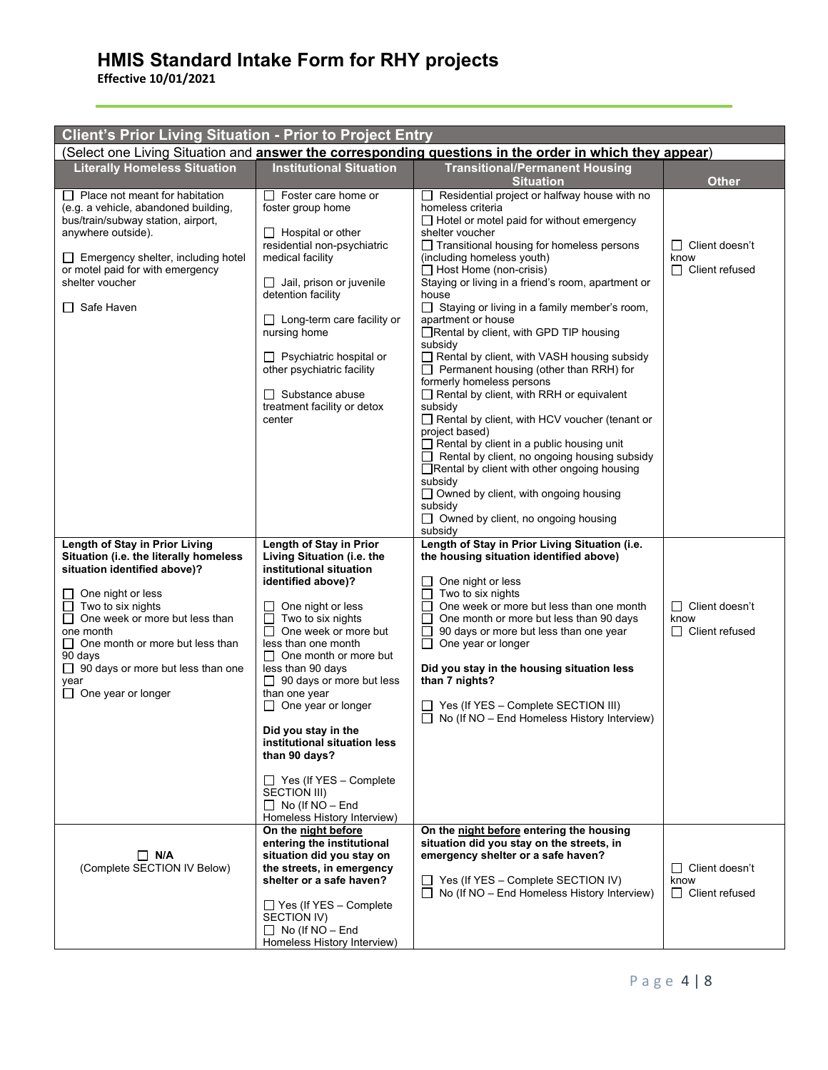# HMIS Standard Intake Form for RHY projects

**Effective 10/01/2021**

| Client's Prior Living Situation - Prior to Project Entry | | | |
|---|---|---|---|
| (Select one Living Situation and **answer the corresponding questions in the order in which they appear**) | | | |
| **Literally Homeless Situation** | **Institutional Situation** | **Transitional/Permanent Housing Situation** | **Other** |
| ☐ Place not meant for habitation (e.g. a vehicle, abandoned building, bus/train/subway station, airport, anywhere outside).<br><br>☐ Emergency shelter, including hotel or motel paid for with emergency shelter voucher<br><br>☐ Safe Haven | ☐ Foster care home or foster group home<br><br>☐ Hospital or other residential non-psychiatric medical facility<br><br>☐ Jail, prison or juvenile detention facility<br><br>☐ Long-term care facility or nursing home<br><br>☐ Psychiatric hospital or other psychiatric facility<br><br>☐ Substance abuse treatment facility or detox center | ☐ Residential project or halfway house with no homeless criteria<br>☐ Hotel or motel paid for without emergency shelter voucher<br>☐ Transitional housing for homeless persons (including homeless youth)<br>☐ Host Home (non-crisis)<br>Staying or living in a friend's room, apartment or house<br>☐ Staying or living in a family member's room, apartment or house<br>☐ Rental by client, with GPD TIP housing subsidy<br>☐ Rental by client, with VASH housing subsidy<br>☐ Permanent housing (other than RRH) for formerly homeless persons<br>☐ Rental by client, with RRH or equivalent subsidy<br>☐ Rental by client, with HCV voucher (tenant or project based)<br>☐ Rental by client in a public housing unit<br>☐ Rental by client, no ongoing housing subsidy<br>☐ Rental by client with other ongoing housing subsidy<br>☐ Owned by client, with ongoing housing subsidy<br>☐ Owned by client, no ongoing housing subsidy | ☐ Client doesn't know<br>☐ Client refused |
| **Length of Stay in Prior Living Situation (i.e. the literally homeless situation identified above)?**<br><br>☐ One night or less<br>☐ Two to six nights<br>☐ One week or more but less than one month<br>☐ One month or more but less than 90 days<br>☐ 90 days or more but less than one year<br>☐ One year or longer | **Length of Stay in Prior Living Situation (i.e. the institutional situation identified above)?**<br><br>☐ One night or less<br>☐ Two to six nights<br>☐ One week or more but less than one month<br>☐ One month or more but less than 90 days<br>☐ 90 days or more but less than one year<br>☐ One year or longer<br><br>**Did you stay in the institutional situation less than 90 days?**<br><br>☐ Yes (If YES – Complete SECTION III)<br>☐ No (If NO – End Homeless History Interview) | **Length of Stay in Prior Living Situation (i.e. the housing situation identified above)**<br><br>☐ One night or less<br>☐ Two to six nights<br>☐ One week or more but less than one month<br>☐ One month or more but less than 90 days<br>☐ 90 days or more but less than one year<br>☐ One year or longer<br><br>**Did you stay in the housing situation less than 7 nights?**<br><br>☐ Yes (If YES – Complete SECTION III)<br>☐ No (If NO – End Homeless History Interview) | ☐ Client doesn't know<br>☐ Client refused |
| ☐ **N/A**<br>(Complete SECTION IV Below) | **On the night before entering the institutional situation did you stay on the streets, in emergency shelter or a safe haven?**<br><br>☐ Yes (If YES – Complete SECTION IV)<br>☐ No (If NO – End Homeless History Interview) | **On the night before entering the housing situation did you stay on the streets, in emergency shelter or a safe haven?**<br><br>☐ Yes (If YES – Complete SECTION IV)<br>☐ No (If NO – End Homeless History Interview) | ☐ Client doesn't know<br>☐ Client refused |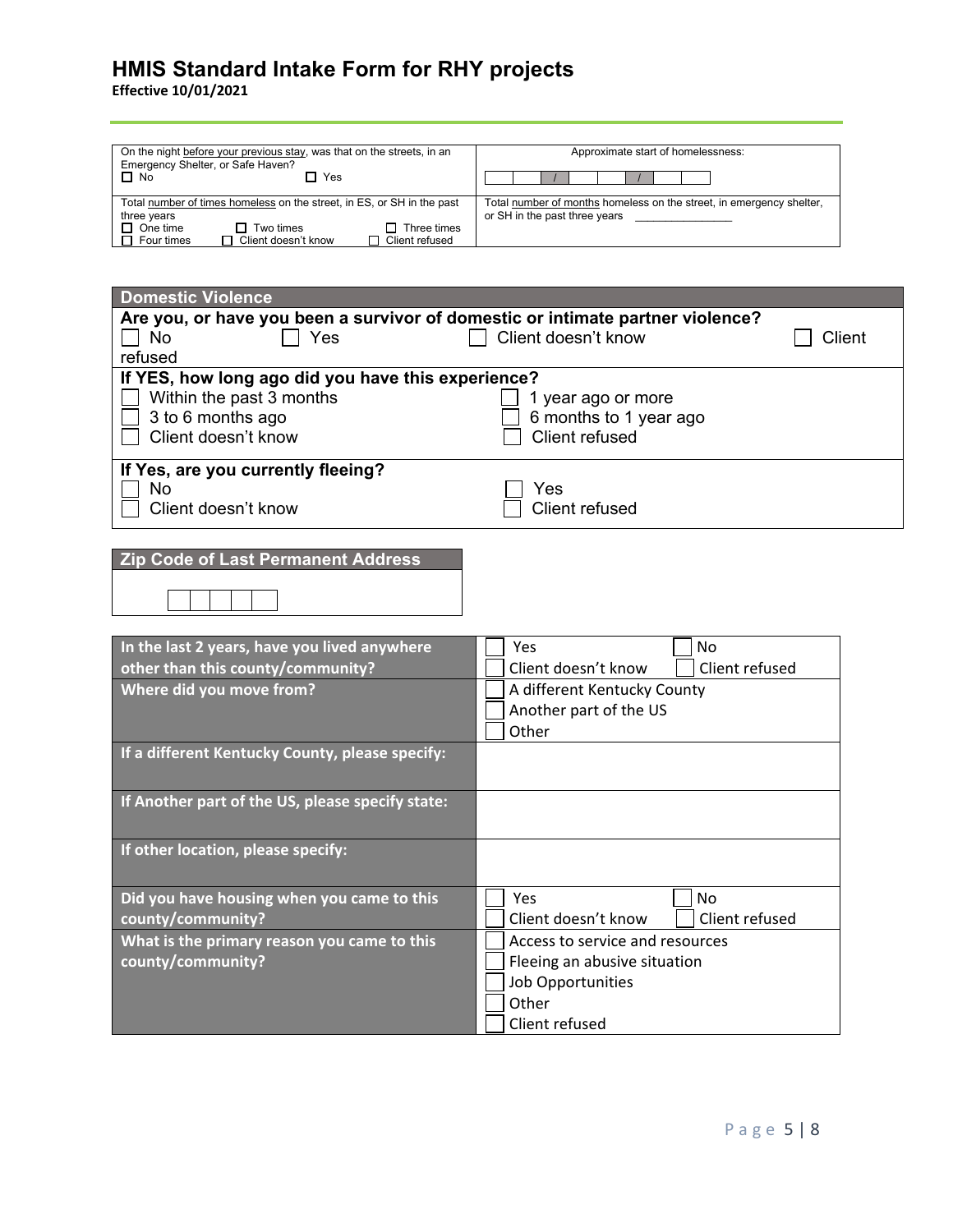# HMIS Standard Intake Form for RHY projects

**Effective 10/01/2021**

| On the night before your previous stay, was that on the streets, in an Emergency Shelter, or Safe Haven? ☐ No ☐ Yes | Approximate start of homelessness: __ __ / __ __ / __ __ __ __ |
|---|---|
| Total number of times homeless on the street, in ES, or SH in the past three years ☐ One time ☐ Two times ☐ Three times ☐ Four times ☐ Client doesn't know ☐ Client refused | Total number of months homeless on the street, in emergency shelter, or SH in the past three years ______________ |

## Domestic Violence

**Are you, or have you been a survivor of domestic or intimate partner violence?**

☐ No ☐ Yes ☐ Client doesn't know ☐ Client refused

**If YES, how long ago did you have this experience?**

☐ Within the past 3 months
☐ 1 year ago or more
☐ 3 to 6 months ago
☐ 6 months to 1 year ago
☐ Client doesn't know
☐ Client refused

**If Yes, are you currently fleeing?**

☐ No
☐ Yes
☐ Client doesn't know
☐ Client refused

## Zip Code of Last Permanent Address

__ __ __ __ __

| | |
|---|---|
| **In the last 2 years, have you lived anywhere other than this county/community?** | ☐ Yes ☐ No ☐ Client doesn't know ☐ Client refused |
| **Where did you move from?** | ☐ A different Kentucky County ☐ Another part of the US ☐ Other |
| **If a different Kentucky County, please specify:** | |
| **If Another part of the US, please specify state:** | |
| **If other location, please specify:** | |
| **Did you have housing when you came to this county/community?** | ☐ Yes ☐ No ☐ Client doesn't know ☐ Client refused |
| **What is the primary reason you came to this county/community?** | ☐ Access to service and resources ☐ Fleeing an abusive situation ☐ Job Opportunities ☐ Other ☐ Client refused |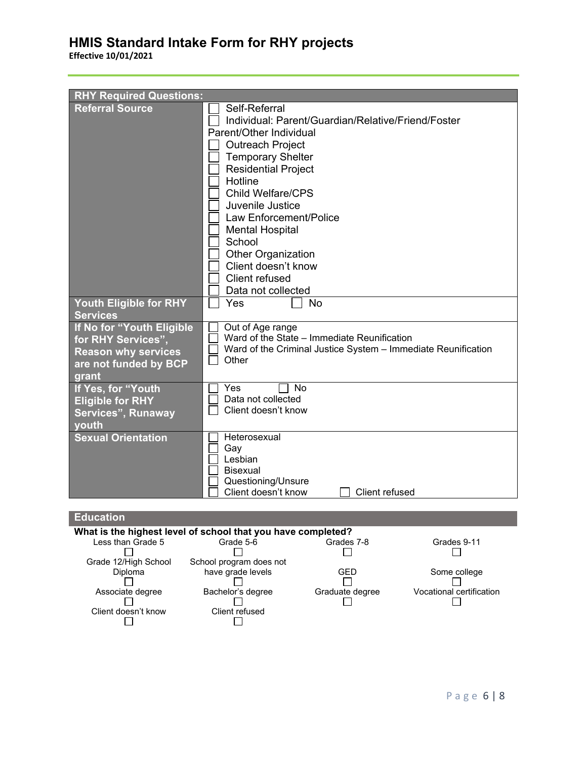# HMIS Standard Intake Form for RHY projects

**Effective 10/01/2021**

| RHY Required Questions: | |
|---|---|
| **Referral Source** | ☐ Self-Referral<br>☐ Individual: Parent/Guardian/Relative/Friend/Foster Parent/Other Individual<br>☐ Outreach Project<br>☐ Temporary Shelter<br>☐ Residential Project<br>☐ Hotline<br>☐ Child Welfare/CPS<br>☐ Juvenile Justice<br>☐ Law Enforcement/Police<br>☐ Mental Hospital<br>☐ School<br>☐ Other Organization<br>☐ Client doesn't know<br>☐ Client refused<br>☐ Data not collected |
| **Youth Eligible for RHY Services** | ☐ Yes ☐ No |
| **If No for "Youth Eligible for RHY Services", Reason why services are not funded by BCP grant** | ☐ Out of Age range<br>☐ Ward of the State – Immediate Reunification<br>☐ Ward of the Criminal Justice System – Immediate Reunification<br>☐ Other |
| **If Yes, for "Youth Eligible for RHY Services", Runaway youth** | ☐ Yes ☐ No<br>☐ Data not collected<br>☐ Client doesn't know |
| **Sexual Orientation** | ☐ Heterosexual<br>☐ Gay<br>☐ Lesbian<br>☐ Bisexual<br>☐ Questioning/Unsure<br>☐ Client doesn't know ☐ Client refused |

## Education

**What is the highest level of school that you have completed?**

| | | | |
|---|---|---|---|
| Less than Grade 5 ☐ | Grade 5-6 ☐ | Grades 7-8 ☐ | Grades 9-11 ☐ |
| Grade 12/High School Diploma ☐ | School program does not have grade levels ☐ | GED ☐ | Some college ☐ |
| Associate degree ☐ | Bachelor's degree ☐ | Graduate degree ☐ | Vocational certification ☐ |
| Client doesn't know ☐ | Client refused ☐ | | |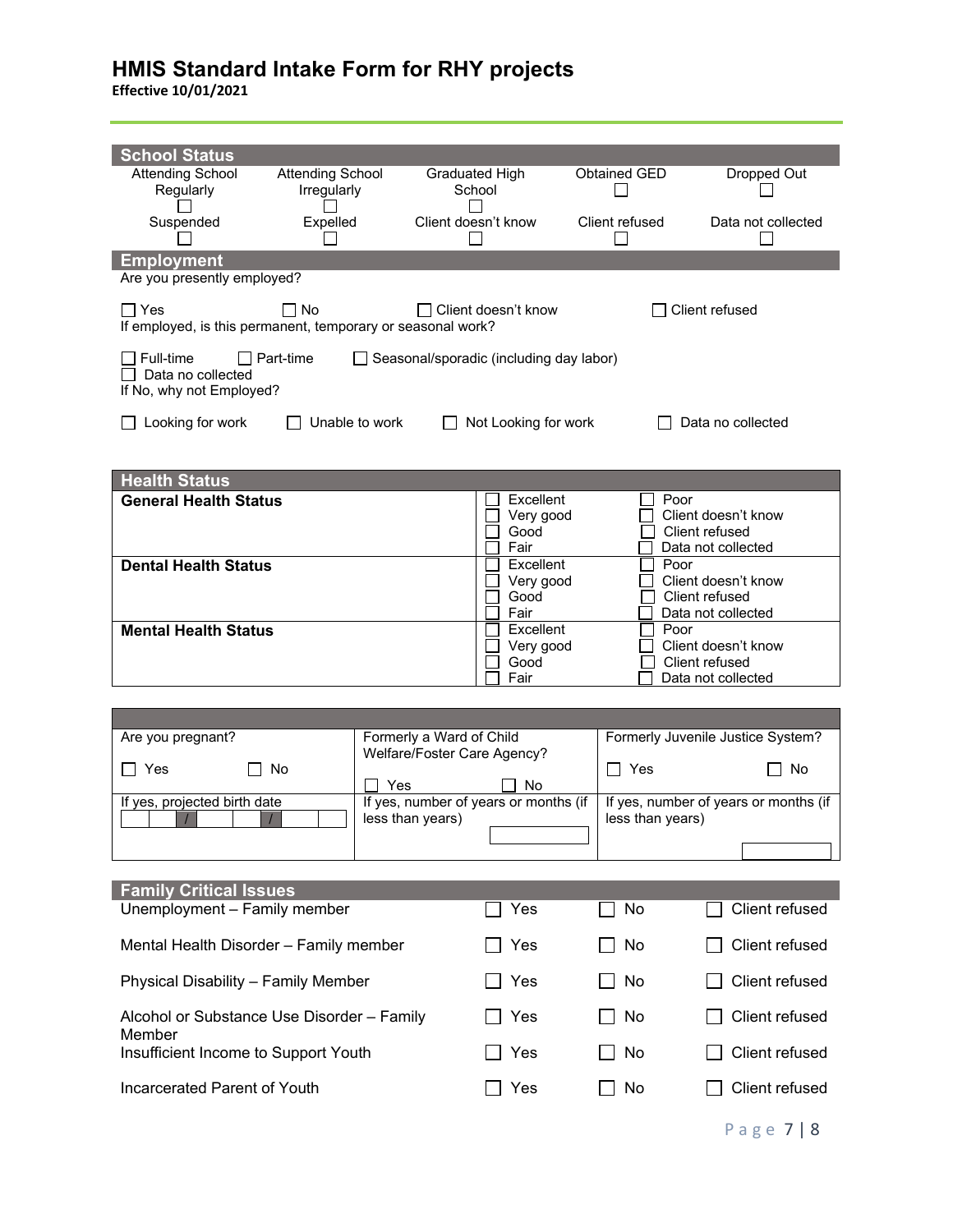# HMIS Standard Intake Form for RHY projects

**Effective 10/01/2021**

## School Status

| Attending School Regularly | Attending School Irregularly | Graduated High School | Obtained GED | Dropped Out |
|---|---|---|---|---|
| ☐ | ☐ | ☐ | ☐ | ☐ |
| **Suspended** | **Expelled** | **Client doesn't know** | **Client refused** | **Data not collected** |
| ☐ | ☐ | ☐ | ☐ | ☐ |

## Employment

Are you presently employed?

☐ Yes ☐ No ☐ Client doesn't know ☐ Client refused

If employed, is this permanent, temporary or seasonal work?

☐ Full-time ☐ Part-time ☐ Seasonal/sporadic (including day labor)
☐ Data no collected

If No, why not Employed?

☐ Looking for work ☐ Unable to work ☐ Not Looking for work ☐ Data no collected

## Health Status

| | | |
|---|---|---|
| **General Health Status** | ☐ Excellent<br>☐ Very good<br>☐ Good<br>☐ Fair | ☐ Poor<br>☐ Client doesn't know<br>☐ Client refused<br>☐ Data not collected |
| **Dental Health Status** | ☐ Excellent<br>☐ Very good<br>☐ Good<br>☐ Fair | ☐ Poor<br>☐ Client doesn't know<br>☐ Client refused<br>☐ Data not collected |
| **Mental Health Status** | ☐ Excellent<br>☐ Very good<br>☐ Good<br>☐ Fair | ☐ Poor<br>☐ Client doesn't know<br>☐ Client refused<br>☐ Data not collected |

| | | |
|---|---|---|
| Are you pregnant?<br>☐ Yes ☐ No | Formerly a Ward of Child Welfare/Foster Care Agency?<br>☐ Yes ☐ No | Formerly Juvenile Justice System?<br>☐ Yes ☐ No |
| If yes, projected birth date<br>\_\_ \_\_ / \_\_ \_\_ / \_\_ \_\_ \_\_ \_\_ | If yes, number of years or months (if less than years)<br>\_\_\_\_\_\_\_\_ | If yes, number of years or months (if less than years)<br>\_\_\_\_\_\_\_\_ |

## Family Critical Issues

| | | | |
|---|---|---|---|
| Unemployment – Family member | ☐ Yes | ☐ No | ☐ Client refused |
| Mental Health Disorder – Family member | ☐ Yes | ☐ No | ☐ Client refused |
| Physical Disability – Family Member | ☐ Yes | ☐ No | ☐ Client refused |
| Alcohol or Substance Use Disorder – Family Member | ☐ Yes | ☐ No | ☐ Client refused |
| Insufficient Income to Support Youth | ☐ Yes | ☐ No | ☐ Client refused |
| Incarcerated Parent of Youth | ☐ Yes | ☐ No | ☐ Client refused |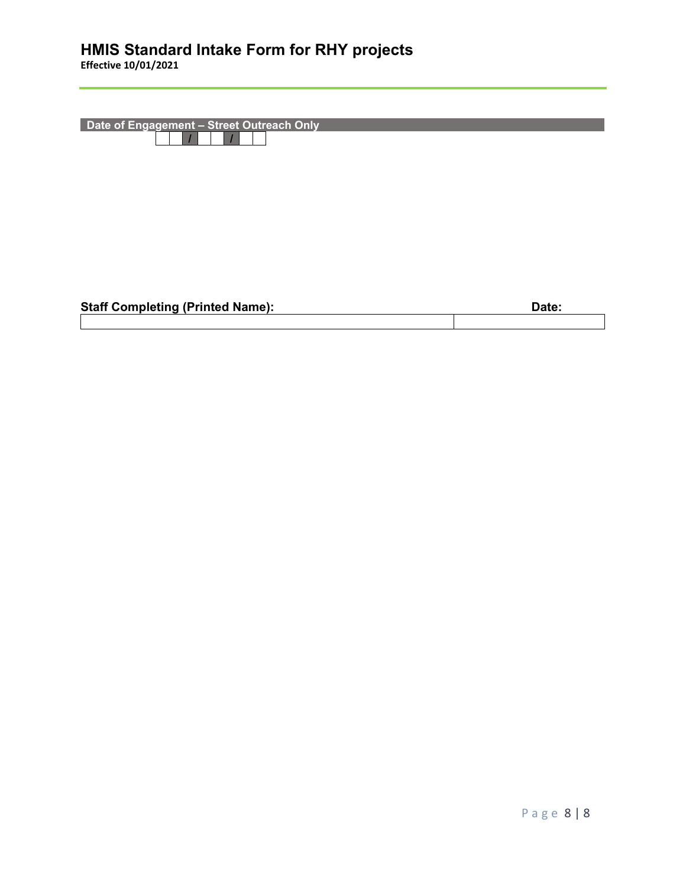# HMIS Standard Intake Form for RHY projects

**Effective 10/01/2021**

## Date of Engagement – Street Outreach Only

| | | / | | | / | | |
|---|---|---|---|---|---|---|---|

**Staff Completing (Printed Name):** **Date:**

| | |
|---|---|
| | |